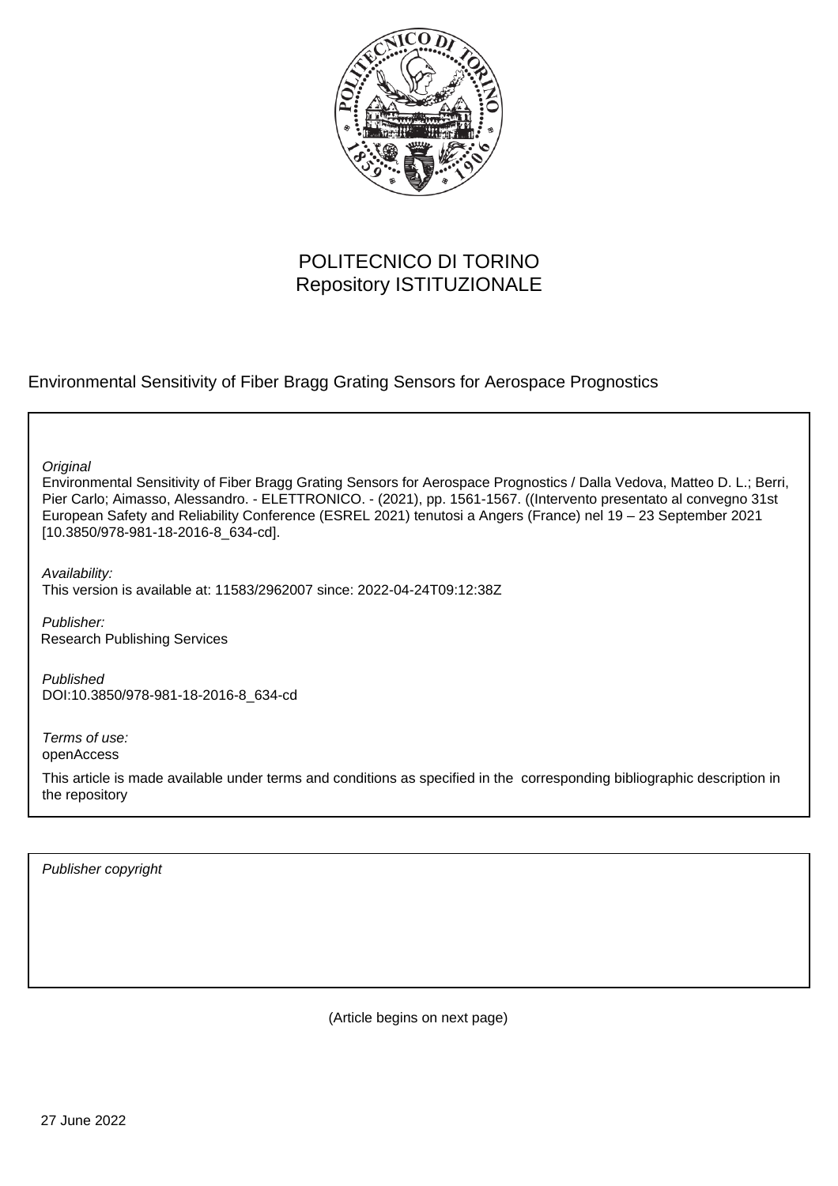POLITECNICO DI TORINO
Repository ISTITUZIONALE

Environmental Sensitivity of Fiber Bragg Grating Sensors for Aerospace Prognostics

*Original*
Environmental Sensitivity of Fiber Bragg Grating Sensors for Aerospace Prognostics / Dalla Vedova, Matteo D. L.; Berri, Pier Carlo; Aimasso, Alessandro. - ELETTRONICO. - (2021), pp. 1561-1567. ((Intervento presentato al convegno 31st European Safety and Reliability Conference (ESREL 2021) tenutosi a Angers (France) nel 19 – 23 September 2021 [10.3850/978-981-18-2016-8_634-cd].

*Availability:*
This version is available at: 11583/2962007 since: 2022-04-24T09:12:38Z

*Publisher:*
Research Publishing Services

*Published*
DOI:10.3850/978-981-18-2016-8_634-cd

*Terms of use:*
openAccess

This article is made available under terms and conditions as specified in the corresponding bibliographic description in the repository

*Publisher copyright*

(Article begins on next page)

27 June 2022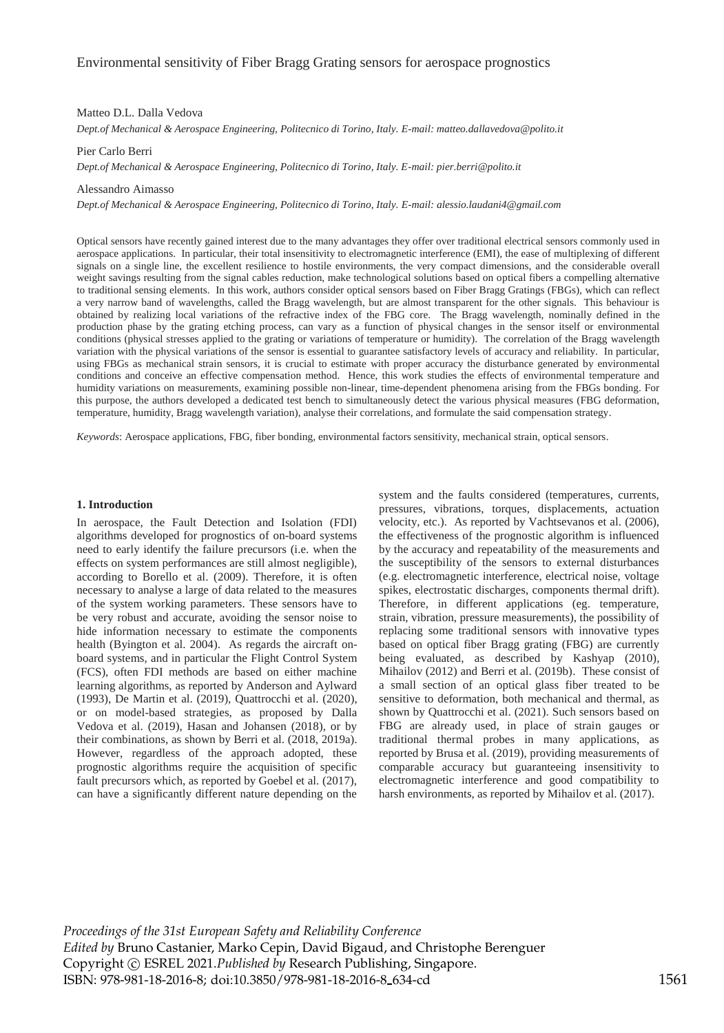# Environmental sensitivity of Fiber Bragg Grating sensors for aerospace prognostics

Matteo D.L. Dalla Vedova

*Dept.of Mechanical & Aerospace Engineering, Politecnico di Torino, Italy. E-mail: matteo.dallavedova@polito.it*

Pier Carlo Berri

*Dept.of Mechanical & Aerospace Engineering, Politecnico di Torino, Italy. E-mail: pier.berri@polito.it*

Alessandro Aimasso

*Dept.of Mechanical & Aerospace Engineering, Politecnico di Torino, Italy. E-mail: alessio.laudani4@gmail.com*

Optical sensors have recently gained interest due to the many advantages they offer over traditional electrical sensors commonly used in aerospace applications. In particular, their total insensitivity to electromagnetic interference (EMI), the ease of multiplexing of different signals on a single line, the excellent resilience to hostile environments, the very compact dimensions, and the considerable overall weight savings resulting from the signal cables reduction, make technological solutions based on optical fibers a compelling alternative to traditional sensing elements. In this work, authors consider optical sensors based on Fiber Bragg Gratings (FBGs), which can reflect a very narrow band of wavelengths, called the Bragg wavelength, but are almost transparent for the other signals. This behaviour is obtained by realizing local variations of the refractive index of the FBG core. The Bragg wavelength, nominally defined in the production phase by the grating etching process, can vary as a function of physical changes in the sensor itself or environmental conditions (physical stresses applied to the grating or variations of temperature or humidity). The correlation of the Bragg wavelength variation with the physical variations of the sensor is essential to guarantee satisfactory levels of accuracy and reliability. In particular, using FBGs as mechanical strain sensors, it is crucial to estimate with proper accuracy the disturbance generated by environmental conditions and conceive an effective compensation method. Hence, this work studies the effects of environmental temperature and humidity variations on measurements, examining possible non-linear, time-dependent phenomena arising from the FBGs bonding. For this purpose, the authors developed a dedicated test bench to simultaneously detect the various physical measures (FBG deformation, temperature, humidity, Bragg wavelength variation), analyse their correlations, and formulate the said compensation strategy.

*Keywords*: Aerospace applications, FBG, fiber bonding, environmental factors sensitivity, mechanical strain, optical sensors.

## 1. Introduction

In aerospace, the Fault Detection and Isolation (FDI) algorithms developed for prognostics of on-board systems need to early identify the failure precursors (i.e. when the effects on system performances are still almost negligible), according to Borello et al. (2009). Therefore, it is often necessary to analyse a large of data related to the measures of the system working parameters. These sensors have to be very robust and accurate, avoiding the sensor noise to hide information necessary to estimate the components health (Byington et al. 2004). As regards the aircraft on-board systems, and in particular the Flight Control System (FCS), often FDI methods are based on either machine learning algorithms, as reported by Anderson and Aylward (1993), De Martin et al. (2019), Quattrocchi et al. (2020), or on model-based strategies, as proposed by Dalla Vedova et al. (2019), Hasan and Johansen (2018), or by their combinations, as shown by Berri et al. (2018, 2019a). However, regardless of the approach adopted, these prognostic algorithms require the acquisition of specific fault precursors which, as reported by Goebel et al. (2017), can have a significantly different nature depending on the system and the faults considered (temperatures, currents, pressures, vibrations, torques, displacements, actuation velocity, etc.). As reported by Vachtsevanos et al. (2006), the effectiveness of the prognostic algorithm is influenced by the accuracy and repeatability of the measurements and the susceptibility of the sensors to external disturbances (e.g. electromagnetic interference, electrical noise, voltage spikes, electrostatic discharges, components thermal drift). Therefore, in different applications (eg. temperature, strain, vibration, pressure measurements), the possibility of replacing some traditional sensors with innovative types based on optical fiber Bragg grating (FBG) are currently being evaluated, as described by Kashyap (2010), Mihailov (2012) and Berri et al. (2019b). These consist of a small section of an optical glass fiber treated to be sensitive to deformation, both mechanical and thermal, as shown by Quattrocchi et al. (2021). Such sensors based on FBG are already used, in place of strain gauges or traditional thermal probes in many applications, as reported by Brusa et al. (2019), providing measurements of comparable accuracy but guaranteeing insensitivity to electromagnetic interference and good compatibility to harsh environments, as reported by Mihailov et al. (2017).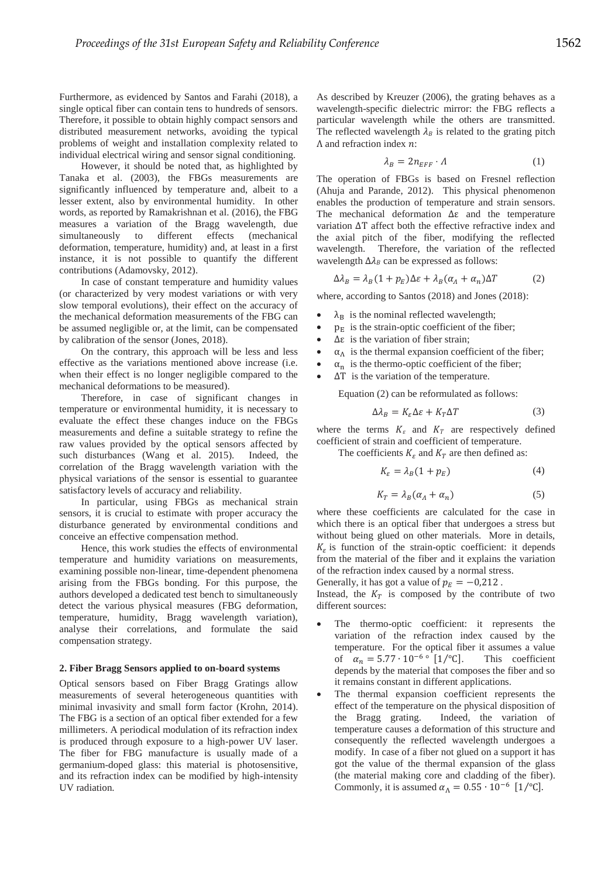Furthermore, as evidenced by Santos and Farahi (2018), a single optical fiber can contain tens to hundreds of sensors. Therefore, it possible to obtain highly compact sensors and distributed measurement networks, avoiding the typical problems of weight and installation complexity related to individual electrical wiring and sensor signal conditioning.

However, it should be noted that, as highlighted by Tanaka et al. (2003), the FBGs measurements are significantly influenced by temperature and, albeit to a lesser extent, also by environmental humidity. In other words, as reported by Ramakrishnan et al. (2016), the FBG measures a variation of the Bragg wavelength, due simultaneously to different effects (mechanical deformation, temperature, humidity) and, at least in a first instance, it is not possible to quantify the different contributions (Adamovsky, 2012).

In case of constant temperature and humidity values (or characterized by very modest variations or with very slow temporal evolutions), their effect on the accuracy of the mechanical deformation measurements of the FBG can be assumed negligible or, at the limit, can be compensated by calibration of the sensor (Jones, 2018).

On the contrary, this approach will be less and less effective as the variations mentioned above increase (i.e. when their effect is no longer negligible compared to the mechanical deformations to be measured).

Therefore, in case of significant changes in temperature or environmental humidity, it is necessary to evaluate the effect these changes induce on the FBGs measurements and define a suitable strategy to refine the raw values provided by the optical sensors affected by such disturbances (Wang et al. 2015). Indeed, the correlation of the Bragg wavelength variation with the physical variations of the sensor is essential to guarantee satisfactory levels of accuracy and reliability.

In particular, using FBGs as mechanical strain sensors, it is crucial to estimate with proper accuracy the disturbance generated by environmental conditions and conceive an effective compensation method.

Hence, this work studies the effects of environmental temperature and humidity variations on measurements, examining possible non-linear, time-dependent phenomena arising from the FBGs bonding. For this purpose, the authors developed a dedicated test bench to simultaneously detect the various physical measures (FBG deformation, temperature, humidity, Bragg wavelength variation), analyse their correlations, and formulate the said compensation strategy.

## 2. Fiber Bragg Sensors applied to on-board systems

Optical sensors based on Fiber Bragg Gratings allow measurements of several heterogeneous quantities with minimal invasivity and small form factor (Krohn, 2014). The FBG is a section of an optical fiber extended for a few millimeters. A periodical modulation of its refraction index is produced through exposure to a high-power UV laser. The fiber for FBG manufacture is usually made of a germanium-doped glass: this material is photosensitive, and its refraction index can be modified by high-intensity UV radiation.

As described by Kreuzer (2006), the grating behaves as a wavelength-specific dielectric mirror: the FBG reflects a particular wavelength while the others are transmitted. The reflected wavelength $\lambda_B$ is related to the grating pitch $\Lambda$ and refraction index $n$:

$$\lambda_B = 2n_{EFF} \cdot \Lambda \tag{1}$$

The operation of FBGs is based on Fresnel reflection (Ahuja and Parande, 2012). This physical phenomenon enables the production of temperature and strain sensors. The mechanical deformation $\Delta\varepsilon$ and the temperature variation $\Delta T$ affect both the effective refractive index and the axial pitch of the fiber, modifying the reflected wavelength. Therefore, the variation of the reflected wavelength $\Delta\lambda_B$ can be expressed as follows:

$$\Delta\lambda_B = \lambda_B(1 + p_E)\Delta\varepsilon + \lambda_B(\alpha_\Lambda + \alpha_n)\Delta T \tag{2}$$

where, according to Santos (2018) and Jones (2018):

- $\lambda_B$ is the nominal reflected wavelength;
- $p_E$ is the strain-optic coefficient of the fiber;
- $\Delta\varepsilon$ is the variation of fiber strain;
- $\alpha_\Lambda$ is the thermal expansion coefficient of the fiber;
- $\alpha_n$ is the thermo-optic coefficient of the fiber;
- $\Delta T$ is the variation of the temperature.

Equation (2) can be reformulated as follows:

$$\Delta\lambda_B = K_\varepsilon \Delta\varepsilon + K_T \Delta T \tag{3}$$

where the terms $K_\varepsilon$ and $K_T$ are respectively defined coefficient of strain and coefficient of temperature.

The coefficients $K_\varepsilon$ and $K_T$ are then defined as:

$$K_\varepsilon = \lambda_B(1 + p_E) \tag{4}$$

$$K_T = \lambda_B(\alpha_\Lambda + \alpha_n) \tag{5}$$

where these coefficients are calculated for the case in which there is an optical fiber that undergoes a stress but without being glued on other materials. More in details, $K_\varepsilon$ is function of the strain-optic coefficient: it depends from the material of the fiber and it explains the variation of the refraction index caused by a normal stress.
Generally, it has got a value of $p_E = -0{,}212$ .
Instead, the $K_T$ is composed by the contribute of two different sources:

- The thermo-optic coefficient: it represents the variation of the refraction index caused by the temperature. For the optical fiber it assumes a value of $\alpha_n = 5.77 \cdot 10^{-6}$ ° [1/°C]. This coefficient depends by the material that composes the fiber and so it remains constant in different applications.
- The thermal expansion coefficient represents the effect of the temperature on the physical disposition of the Bragg grating. Indeed, the variation of temperature causes a deformation of this structure and consequently the reflected wavelength undergoes a modify. In case of a fiber not glued on a support it has got the value of the thermal expansion of the glass (the material making core and cladding of the fiber). Commonly, it is assumed $\alpha_\Lambda = 0.55 \cdot 10^{-6}$ [1/°C].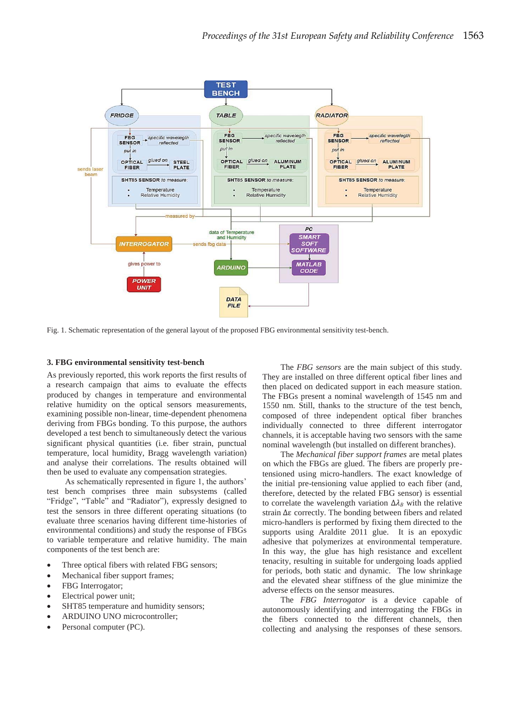Fig. 1. Schematic representation of the general layout of the proposed FBG environmental sensitivity test-bench.

### 3. FBG environmental sensitivity test-bench

As previously reported, this work reports the first results of a research campaign that aims to evaluate the effects produced by changes in temperature and environmental relative humidity on the optical sensors measurements, examining possible non-linear, time-dependent phenomena deriving from FBGs bonding. To this purpose, the authors developed a test bench to simultaneously detect the various significant physical quantities (i.e. fiber strain, punctual temperature, local humidity, Bragg wavelength variation) and analyse their correlations. The results obtained will then be used to evaluate any compensation strategies.

As schematically represented in figure 1, the authors' test bench comprises three main subsystems (called "Fridge", "Table" and "Radiator"), expressly designed to test the sensors in three different operating situations (to evaluate three scenarios having different time-histories of environmental conditions) and study the response of FBGs to variable temperature and relative humidity. The main components of the test bench are:

- Three optical fibers with related FBG sensors;
- Mechanical fiber support frames;
- FBG Interrogator;
- Electrical power unit;
- SHT85 temperature and humidity sensors;
- ARDUINO UNO microcontroller;
- Personal computer (PC).

The *FBG sensors* are the main subject of this study. They are installed on three different optical fiber lines and then placed on dedicated support in each measure station. The FBGs present a nominal wavelength of 1545 nm and 1550 nm. Still, thanks to the structure of the test bench, composed of three independent optical fiber branches individually connected to three different interrogator channels, it is acceptable having two sensors with the same nominal wavelength (but installed on different branches).

The *Mechanical fiber support frames* are metal plates on which the FBGs are glued. The fibers are properly pre-tensioned using micro-handlers. The exact knowledge of the initial pre-tensioning value applied to each fiber (and, therefore, detected by the related FBG sensor) is essential to correlate the wavelength variation $\Delta\lambda_B$ with the relative strain $\Delta\varepsilon$ correctly. The bonding between fibers and related micro-handlers is performed by fixing them directed to the supports using Araldite 2011 glue. It is an epoxydic adhesive that polymerizes at environmental temperature. In this way, the glue has high resistance and excellent tenacity, resulting in suitable for undergoing loads applied for periods, both static and dynamic. The low shrinkage and the elevated shear stiffness of the glue minimize the adverse effects on the sensor measures.

The *FBG Interrogator* is a device capable of autonomously identifying and interrogating the FBGs in the fibers connected to the different channels, then collecting and analysing the responses of these sensors.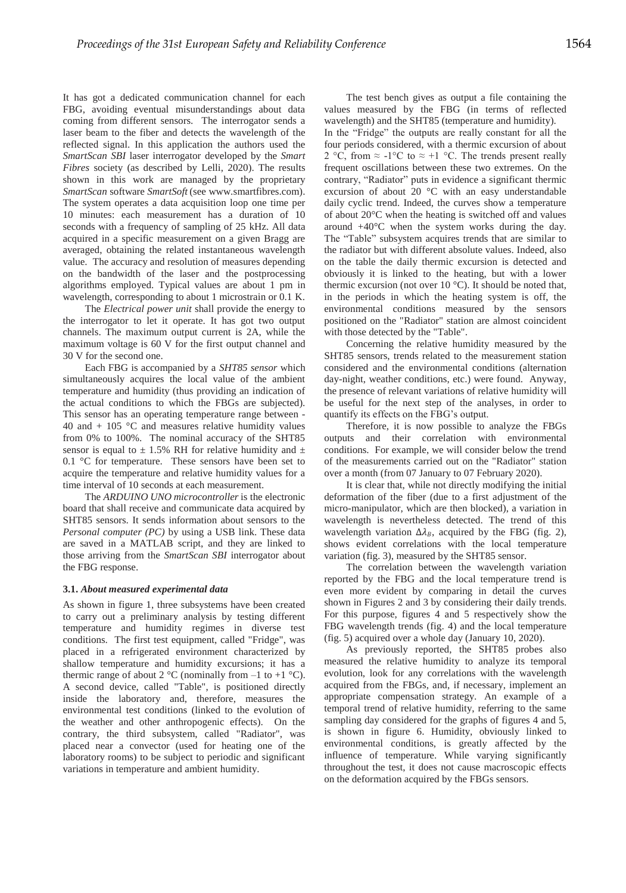It has got a dedicated communication channel for each FBG, avoiding eventual misunderstandings about data coming from different sensors. The interrogator sends a laser beam to the fiber and detects the wavelength of the reflected signal. In this application the authors used the *SmartScan SBI* laser interrogator developed by the *Smart Fibres* society (as described by Lelli, 2020). The results shown in this work are managed by the proprietary *SmartScan* software *SmartSoft* (see www.smartfibres.com). The system operates a data acquisition loop one time per 10 minutes: each measurement has a duration of 10 seconds with a frequency of sampling of 25 kHz. All data acquired in a specific measurement on a given Bragg are averaged, obtaining the related instantaneous wavelength value. The accuracy and resolution of measures depending on the bandwidth of the laser and the postprocessing algorithms employed. Typical values are about 1 pm in wavelength, corresponding to about 1 microstrain or 0.1 K.

The *Electrical power unit* shall provide the energy to the interrogator to let it operate. It has got two output channels. The maximum output current is 2A, while the maximum voltage is 60 V for the first output channel and 30 V for the second one.

Each FBG is accompanied by a *SHT85 sensor* which simultaneously acquires the local value of the ambient temperature and humidity (thus providing an indication of the actual conditions to which the FBGs are subjected). This sensor has an operating temperature range between -40 and + 105 °C and measures relative humidity values from 0% to 100%. The nominal accuracy of the SHT85 sensor is equal to ± 1.5% RH for relative humidity and ± 0.1 °C for temperature. These sensors have been set to acquire the temperature and relative humidity values for a time interval of 10 seconds at each measurement.

The *ARDUINO UNO microcontroller* is the electronic board that shall receive and communicate data acquired by SHT85 sensors. It sends information about sensors to the *Personal computer (PC)* by using a USB link. These data are saved in a MATLAB script, and they are linked to those arriving from the *SmartScan SBI* interrogator about the FBG response.

### 3.1. *About measured experimental data*

As shown in figure 1, three subsystems have been created to carry out a preliminary analysis by testing different temperature and humidity regimes in diverse test conditions. The first test equipment, called "Fridge", was placed in a refrigerated environment characterized by shallow temperature and humidity excursions; it has a thermic range of about 2 °C (nominally from –1 to +1 °C). A second device, called "Table", is positioned directly inside the laboratory and, therefore, measures the environmental test conditions (linked to the evolution of the weather and other anthropogenic effects). On the contrary, the third subsystem, called "Radiator", was placed near a convector (used for heating one of the laboratory rooms) to be subject to periodic and significant variations in temperature and ambient humidity.

The test bench gives as output a file containing the values measured by the FBG (in terms of reflected wavelength) and the SHT85 (temperature and humidity). In the "Fridge" the outputs are really constant for all the four periods considered, with a thermic excursion of about 2 °C, from ≈ -1°C to ≈ +1 °C. The trends present really frequent oscillations between these two extremes. On the contrary, "Radiator" puts in evidence a significant thermic excursion of about 20 °C with an easy understandable daily cyclic trend. Indeed, the curves show a temperature of about 20°C when the heating is switched off and values around +40°C when the system works during the day. The "Table" subsystem acquires trends that are similar to the radiator but with different absolute values. Indeed, also on the table the daily thermic excursion is detected and obviously it is linked to the heating, but with a lower thermic excursion (not over 10 °C). It should be noted that, in the periods in which the heating system is off, the environmental conditions measured by the sensors positioned on the "Radiator" station are almost coincident with those detected by the "Table".

Concerning the relative humidity measured by the SHT85 sensors, trends related to the measurement station considered and the environmental conditions (alternation day-night, weather conditions, etc.) were found. Anyway, the presence of relevant variations of relative humidity will be useful for the next step of the analyses, in order to quantify its effects on the FBG's output.

Therefore, it is now possible to analyze the FBGs outputs and their correlation with environmental conditions. For example, we will consider below the trend of the measurements carried out on the "Radiator" station over a month (from 07 January to 07 February 2020).

It is clear that, while not directly modifying the initial deformation of the fiber (due to a first adjustment of the micro-manipulator, which are then blocked), a variation in wavelength is nevertheless detected. The trend of this wavelength variation $\Delta\lambda_B$, acquired by the FBG (fig. 2), shows evident correlations with the local temperature variation (fig. 3), measured by the SHT85 sensor.

The correlation between the wavelength variation reported by the FBG and the local temperature trend is even more evident by comparing in detail the curves shown in Figures 2 and 3 by considering their daily trends. For this purpose, figures 4 and 5 respectively show the FBG wavelength trends (fig. 4) and the local temperature (fig. 5) acquired over a whole day (January 10, 2020).

As previously reported, the SHT85 probes also measured the relative humidity to analyze its temporal evolution, look for any correlations with the wavelength acquired from the FBGs, and, if necessary, implement an appropriate compensation strategy. An example of a temporal trend of relative humidity, referring to the same sampling day considered for the graphs of figures 4 and 5, is shown in figure 6. Humidity, obviously linked to environmental conditions, is greatly affected by the influence of temperature. While varying significantly throughout the test, it does not cause macroscopic effects on the deformation acquired by the FBGs sensors.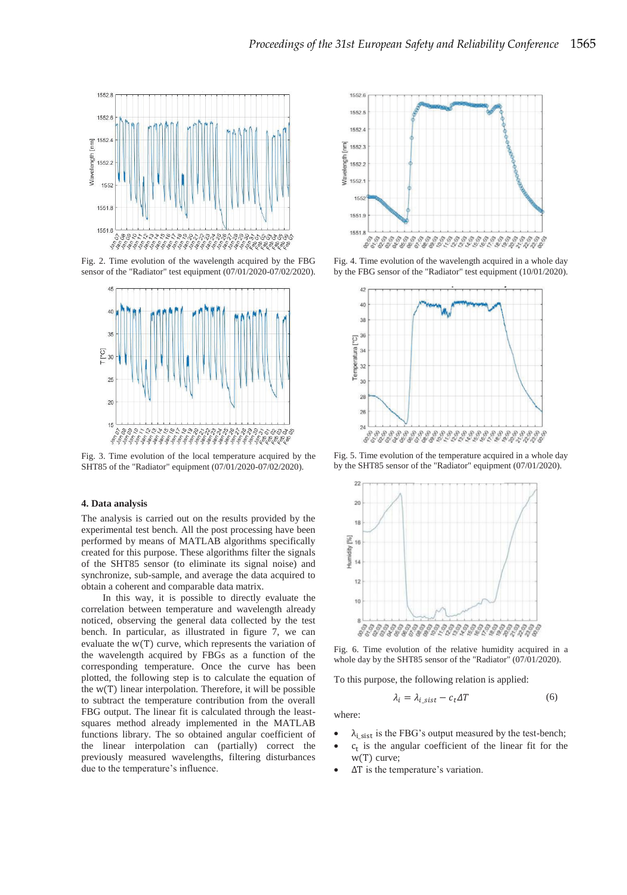Fig. 2. Time evolution of the wavelength acquired by the FBG sensor of the "Radiator" test equipment (07/01/2020-07/02/2020).

Fig. 3. Time evolution of the local temperature acquired by the SHT85 of the "Radiator" equipment (07/01/2020-07/02/2020).

### 4. Data analysis

The analysis is carried out on the results provided by the experimental test bench. All the post processing have been performed by means of MATLAB algorithms specifically created for this purpose. These algorithms filter the signals of the SHT85 sensor (to eliminate its signal noise) and synchronize, sub-sample, and average the data acquired to obtain a coherent and comparable data matrix.

In this way, it is possible to directly evaluate the correlation between temperature and wavelength already noticed, observing the general data collected by the test bench. In particular, as illustrated in figure 7, we can evaluate the w(T) curve, which represents the variation of the wavelength acquired by FBGs as a function of the corresponding temperature. Once the curve has been plotted, the following step is to calculate the equation of the w(T) linear interpolation. Therefore, it will be possible to subtract the temperature contribution from the overall FBG output. The linear fit is calculated through the least-squares method already implemented in the MATLAB functions library. The so obtained angular coefficient of the linear interpolation can (partially) correct the previously measured wavelengths, filtering disturbances due to the temperature's influence.

Fig. 4. Time evolution of the wavelength acquired in a whole day by the FBG sensor of the "Radiator" test equipment (10/01/2020).

Fig. 5. Time evolution of the temperature acquired in a whole day by the SHT85 sensor of the "Radiator" equipment (07/01/2020).

Fig. 6. Time evolution of the relative humidity acquired in a whole day by the SHT85 sensor of the "Radiator" (07/01/2020).

To this purpose, the following relation is applied:

$$\lambda_i = \lambda_{i\_sist} - c_t \Delta T \tag{6}$$

where:

- $\lambda_{i\_sist}$ is the FBG's output measured by the test-bench;
- $c_t$ is the angular coefficient of the linear fit for the w(T) curve;
- $\Delta T$ is the temperature's variation.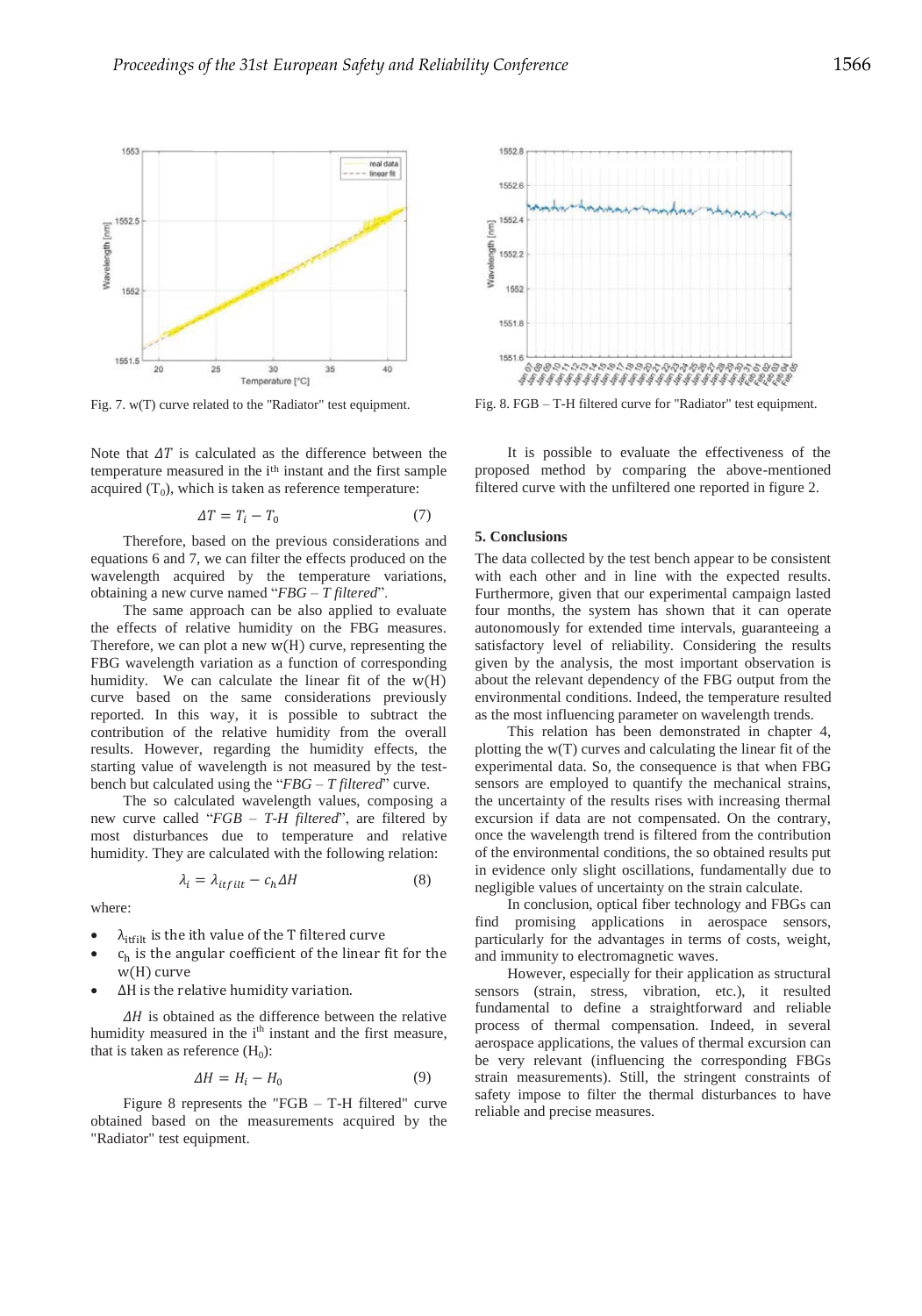Fig. 7. w(T) curve related to the "Radiator" test equipment.

Fig. 8. FGB – T-H filtered curve for "Radiator" test equipment.

Note that $\Delta T$ is calculated as the difference between the temperature measured in the i[th] instant and the first sample acquired ($T_0$), which is taken as reference temperature:

$$\Delta T = T_i - T_0 \tag{7}$$

Therefore, based on the previous considerations and equations 6 and 7, we can filter the effects produced on the wavelength acquired by the temperature variations, obtaining a new curve named "*FBG – T filtered*".

The same approach can be also applied to evaluate the effects of relative humidity on the FBG measures. Therefore, we can plot a new w(H) curve, representing the FBG wavelength variation as a function of corresponding humidity. We can calculate the linear fit of the w(H) curve based on the same considerations previously reported. In this way, it is possible to subtract the contribution of the relative humidity from the overall results. However, regarding the humidity effects, the starting value of wavelength is not measured by the test-bench but calculated using the "*FBG – T filtered*" curve.

The so calculated wavelength values, composing a new curve called "*FGB – T-H filtered*", are filtered by most disturbances due to temperature and relative humidity. They are calculated with the following relation:

$$\lambda_i = \lambda_{itfilt} - c_h \Delta H \tag{8}$$

where:

- $\lambda_{itfilt}$ is the ith value of the T filtered curve
- $c_h$ is the angular coefficient of the linear fit for the w(H) curve
- $\Delta H$ is the relative humidity variation.

$\Delta H$ is obtained as the difference between the relative humidity measured in the i[th] instant and the first measure, that is taken as reference ($H_0$):

$$\Delta H = H_i - H_0 \tag{9}$$

Figure 8 represents the "FGB – T-H filtered" curve obtained based on the measurements acquired by the "Radiator" test equipment.

It is possible to evaluate the effectiveness of the proposed method by comparing the above-mentioned filtered curve with the unfiltered one reported in figure 2.

## 5. Conclusions

The data collected by the test bench appear to be consistent with each other and in line with the expected results. Furthermore, given that our experimental campaign lasted four months, the system has shown that it can operate autonomously for extended time intervals, guaranteeing a satisfactory level of reliability. Considering the results given by the analysis, the most important observation is about the relevant dependency of the FBG output from the environmental conditions. Indeed, the temperature resulted as the most influencing parameter on wavelength trends.

This relation has been demonstrated in chapter 4, plotting the w(T) curves and calculating the linear fit of the experimental data. So, the consequence is that when FBG sensors are employed to quantify the mechanical strains, the uncertainty of the results rises with increasing thermal excursion if data are not compensated. On the contrary, once the wavelength trend is filtered from the contribution of the environmental conditions, the so obtained results put in evidence only slight oscillations, fundamentally due to negligible values of uncertainty on the strain calculate.

In conclusion, optical fiber technology and FBGs can find promising applications in aerospace sensors, particularly for the advantages in terms of costs, weight, and immunity to electromagnetic waves.

However, especially for their application as structural sensors (strain, stress, vibration, etc.), it resulted fundamental to define a straightforward and reliable process of thermal compensation. Indeed, in several aerospace applications, the values of thermal excursion can be very relevant (influencing the corresponding FBGs strain measurements). Still, the stringent constraints of safety impose to filter the thermal disturbances to have reliable and precise measures.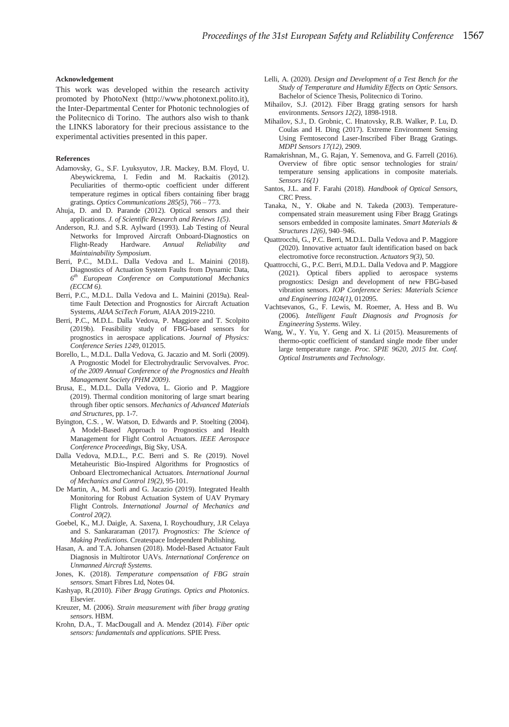**Acknowledgement**

This work was developed within the research activity promoted by PhotoNext (http://www.photonext.polito.it), the Inter-Departmental Center for Photonic technologies of the Politecnico di Torino. The authors also wish to thank the LINKS laboratory for their precious assistance to the experimental activities presented in this paper.

**References**

Adamovsky, G., S.F. Lyuksyutov, J.R. Mackey, B.M. Floyd, U. Abeywickrema, I. Fedin and M. Rackaitis (2012). Peculiarities of thermo-optic coefficient under different temperature regimes in optical fibers containing fiber bragg gratings. *Optics Communications 285(5)*, 766 – 773.

Ahuja, D. and D. Parande (2012). Optical sensors and their applications. *J. of Scientific Research and Reviews 1(5)*.

Anderson, R.J. and S.R. Aylward (1993). Lab Testing of Neural Networks for Improved Aircraft Onboard-Diagnostics on Flight-Ready Hardware. *Annual Reliability and Maintainability Symposium*.

Berri, P.C., M.D.L. Dalla Vedova and L. Mainini (2018). Diagnostics of Actuation System Faults from Dynamic Data, *6th European Conference on Computational Mechanics (ECCM 6).*

Berri, P.C., M.D.L. Dalla Vedova and L. Mainini (2019a). Real-time Fault Detection and Prognostics for Aircraft Actuation Systems, *AIAA SciTech Forum*, AIAA 2019-2210.

Berri, P.C., M.D.L. Dalla Vedova, P. Maggiore and T. Scolpito (2019b). Feasibility study of FBG-based sensors for prognostics in aerospace applications. *Journal of Physics: Conference Series 1249*, 012015.

Borello, L., M.D.L. Dalla Vedova, G. Jacazio and M. Sorli (2009). A Prognostic Model for Electrohydraulic Servovalves. *Proc. of the 2009 Annual Conference of the Prognostics and Health Management Society (PHM 2009)*.

Brusa, E., M.D.L. Dalla Vedova, L. Giorio and P. Maggiore (2019). Thermal condition monitoring of large smart bearing through fiber optic sensors. *Mechanics of Advanced Materials and Structures*, pp. 1-7.

Byington, C.S. , W. Watson, D. Edwards and P. Stoelting (2004). A Model-Based Approach to Prognostics and Health Management for Flight Control Actuators. *IEEE Aerospace Conference Proceedings*, Big Sky, USA.

Dalla Vedova, M.D.L., P.C. Berri and S. Re (2019). Novel Metaheuristic Bio-Inspired Algorithms for Prognostics of Onboard Electromechanical Actuators. *International Journal of Mechanics and Control 19(2)*, 95-101.

De Martin, A., M. Sorli and G. Jacazio (2019). Integrated Health Monitoring for Robust Actuation System of UAV Prymary Flight Controls. *International Journal of Mechanics and Control 20(2).*

Goebel, K., M.J. Daigle, A. Saxena, I. Roychoudhury, J.R Celaya and S. Sankararaman (2017*). Prognostics: The Science of Making Predictions*. Createspace Independent Publishing.

Hasan, A. and T.A. Johansen (2018). Model-Based Actuator Fault Diagnosis in Multirotor UAVs. *International Conference on Unmanned Aircraft Systems.*

Jones, K. (2018). *Temperature compensation of FBG strain sensors*. Smart Fibres Ltd, Notes 04.

Kashyap, R.(2010). *Fiber Bragg Gratings. Optics and Photonics*. Elsevier.

Kreuzer, M. (2006). *Strain measurement with fiber bragg grating sensors*. HBM.

Krohn, D.A., T. MacDougall and A. Mendez (2014). *Fiber optic sensors: fundamentals and applications*. SPIE Press.

Lelli, A. (2020). *Design and Development of a Test Bench for the Study of Temperature and Humidity Effects on Optic Sensors*. Bachelor of Science Thesis, Politecnico di Torino.

Mihailov, S.J. (2012). Fiber Bragg grating sensors for harsh environments. *Sensors 12(2)*, 1898-1918.

Mihailov, S.J., D. Grobnic, C. Hnatovsky, R.B. Walker, P. Lu, D. Coulas and H. Ding (2017). Extreme Environment Sensing Using Femtosecond Laser-Inscribed Fiber Bragg Gratings. *MDPI Sensors 17(12)*, 2909.

Ramakrishnan, M., G. Rajan, Y. Semenova, and G. Farrell (2016). Overview of fibre optic sensor technologies for strain/ temperature sensing applications in composite materials. *Sensors 16(1)*

Santos, J.L. and F. Farahi (2018). *Handbook of Optical Sensors*, CRC Press.

Tanaka, N., Y. Okabe and N. Takeda (2003). Temperature-compensated strain measurement using Fiber Bragg Gratings sensors embedded in composite laminates. *Smart Materials & Structures 12(6)*, 940–946.

Quattrocchi, G., P.C. Berri, M.D.L. Dalla Vedova and P. Maggiore (2020). Innovative actuator fault identification based on back electromotive force reconstruction. *Actuators 9(3)*, 50.

Quattrocchi, G., P.C. Berri, M.D.L. Dalla Vedova and P. Maggiore (2021). Optical fibers applied to aerospace systems prognostics: Design and development of new FBG-based vibration sensors. *IOP Conference Series: Materials Science and Engineering 1024(1)*, 012095.

Vachtsevanos, G., F. Lewis, M. Roemer, A. Hess and B. Wu (2006). *Intelligent Fault Diagnosis and Prognosis for Engineering Systems*. Wiley.

Wang, W., Y. Yu, Y. Geng and X. Li (2015). Measurements of thermo-optic coefficient of standard single mode fiber under large temperature range. *Proc. SPIE 9620, 2015 Int. Conf. Optical Instruments and Technology*.